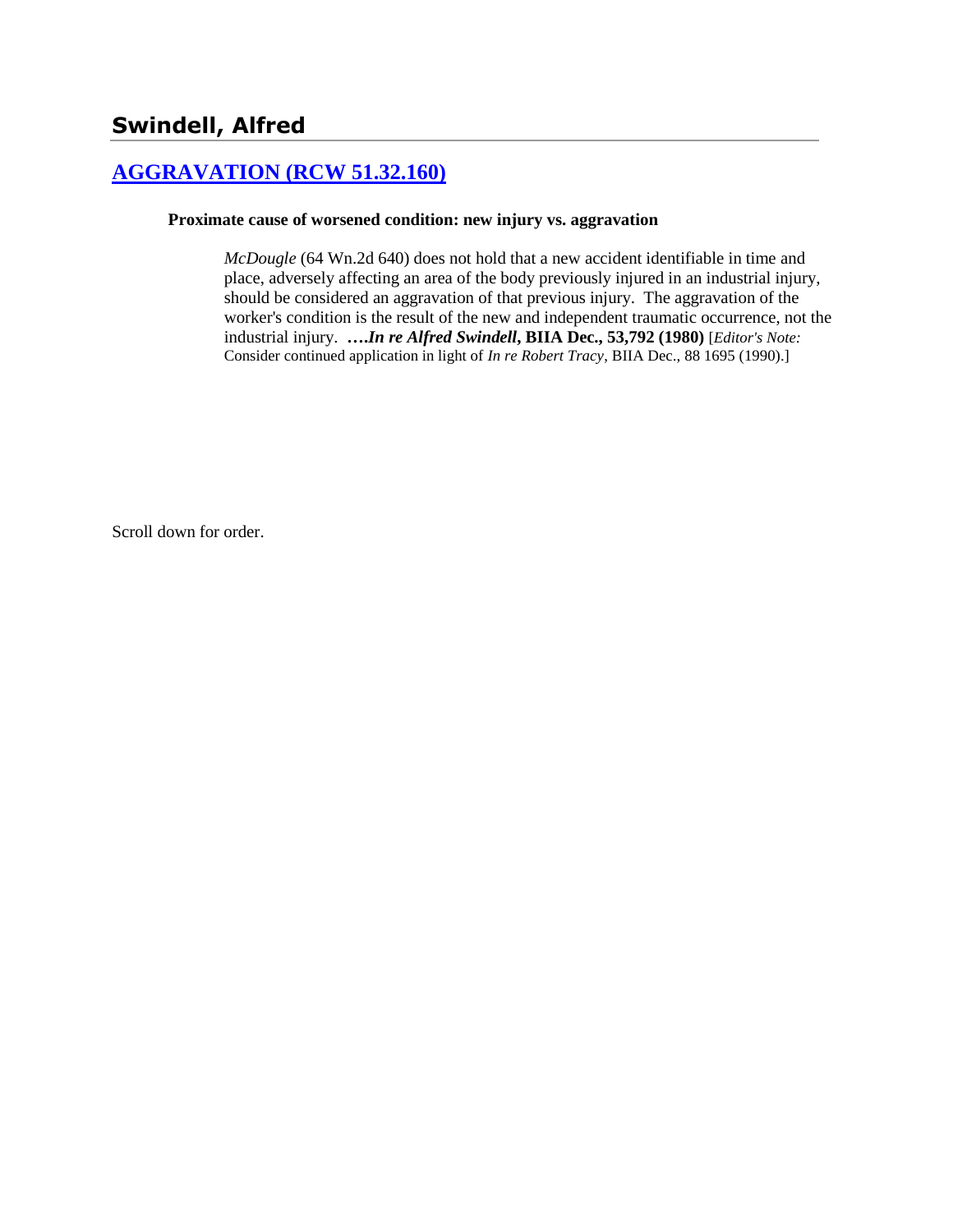## Swindell, Alfred

### [AGGRAVATION (RCW 51.32.160)]

**Proximate cause of worsened condition: new injury vs. aggravation**

> *McDougle* (64 Wn.2d 640) does not hold that a new accident identifiable in time and place, adversely affecting an area of the body previously injured in an industrial injury, should be considered an aggravation of that previous injury. The aggravation of the worker's condition is the result of the new and independent traumatic occurrence, not the industrial injury. **….*In re Alfred Swindell*, BIIA Dec., 53,792 (1980)** [*Editor's Note:* Consider continued application in light of *In re Robert Tracy*, BIIA Dec., 88 1695 (1990).]

Scroll down for order.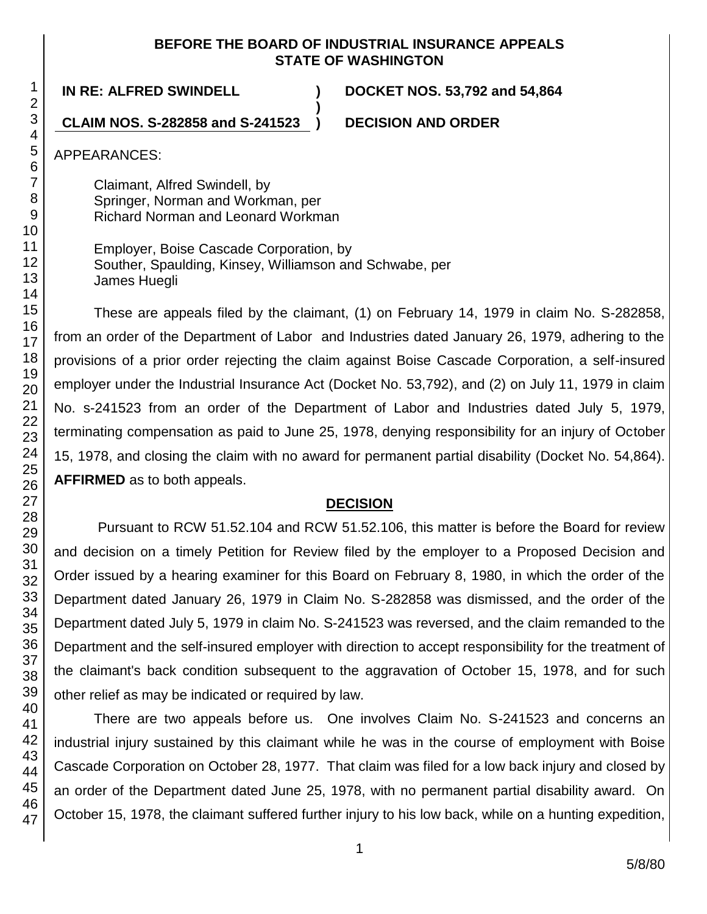**BEFORE THE BOARD OF INDUSTRIAL INSURANCE APPEALS**
**STATE OF WASHINGTON**

**IN RE: ALFRED SWINDELL** ) **DOCKET NOS. 53,792 and 54,864**
)
**CLAIM NOS. S-282858 and S-241523** ) **DECISION AND ORDER**

APPEARANCES:

Claimant, Alfred Swindell, by
Springer, Norman and Workman, per
Richard Norman and Leonard Workman

Employer, Boise Cascade Corporation, by
Souther, Spaulding, Kinsey, Williamson and Schwabe, per
James Huegli

These are appeals filed by the claimant, (1) on February 14, 1979 in claim No. S-282858, from an order of the Department of Labor and Industries dated January 26, 1979, adhering to the provisions of a prior order rejecting the claim against Boise Cascade Corporation, a self-insured employer under the Industrial Insurance Act (Docket No. 53,792), and (2) on July 11, 1979 in claim No. s-241523 from an order of the Department of Labor and Industries dated July 5, 1979, terminating compensation as paid to June 25, 1978, denying responsibility for an injury of October 15, 1978, and closing the claim with no award for permanent partial disability (Docket No. 54,864). **AFFIRMED** as to both appeals.

## DECISION

Pursuant to RCW 51.52.104 and RCW 51.52.106, this matter is before the Board for review and decision on a timely Petition for Review filed by the employer to a Proposed Decision and Order issued by a hearing examiner for this Board on February 8, 1980, in which the order of the Department dated January 26, 1979 in Claim No. S-282858 was dismissed, and the order of the Department dated July 5, 1979 in claim No. S-241523 was reversed, and the claim remanded to the Department and the self-insured employer with direction to accept responsibility for the treatment of the claimant's back condition subsequent to the aggravation of October 15, 1978, and for such other relief as may be indicated or required by law.

There are two appeals before us. One involves Claim No. S-241523 and concerns an industrial injury sustained by this claimant while he was in the course of employment with Boise Cascade Corporation on October 28, 1977. That claim was filed for a low back injury and closed by an order of the Department dated June 25, 1978, with no permanent partial disability award. On October 15, 1978, the claimant suffered further injury to his low back, while on a hunting expedition,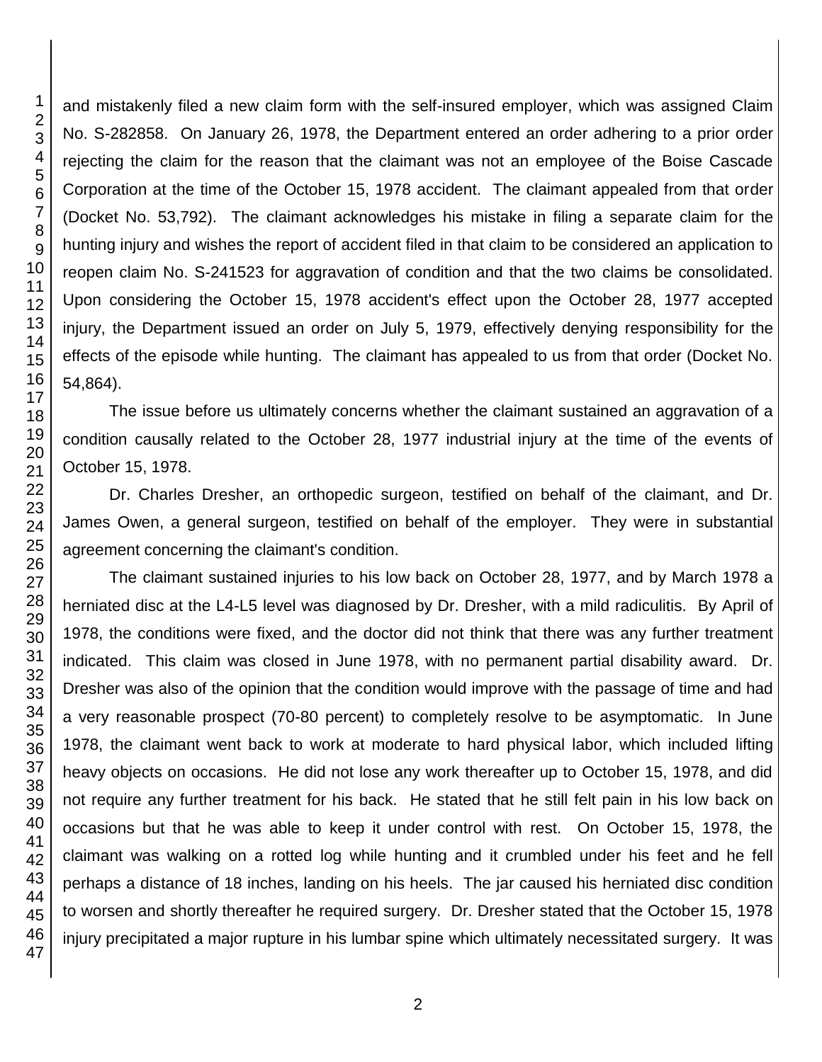and mistakenly filed a new claim form with the self-insured employer, which was assigned Claim No. S-282858. On January 26, 1978, the Department entered an order adhering to a prior order rejecting the claim for the reason that the claimant was not an employee of the Boise Cascade Corporation at the time of the October 15, 1978 accident. The claimant appealed from that order (Docket No. 53,792). The claimant acknowledges his mistake in filing a separate claim for the hunting injury and wishes the report of accident filed in that claim to be considered an application to reopen claim No. S-241523 for aggravation of condition and that the two claims be consolidated. Upon considering the October 15, 1978 accident's effect upon the October 28, 1977 accepted injury, the Department issued an order on July 5, 1979, effectively denying responsibility for the effects of the episode while hunting. The claimant has appealed to us from that order (Docket No. 54,864).

The issue before us ultimately concerns whether the claimant sustained an aggravation of a condition causally related to the October 28, 1977 industrial injury at the time of the events of October 15, 1978.

Dr. Charles Dresher, an orthopedic surgeon, testified on behalf of the claimant, and Dr. James Owen, a general surgeon, testified on behalf of the employer. They were in substantial agreement concerning the claimant's condition.

The claimant sustained injuries to his low back on October 28, 1977, and by March 1978 a herniated disc at the L4-L5 level was diagnosed by Dr. Dresher, with a mild radiculitis. By April of 1978, the conditions were fixed, and the doctor did not think that there was any further treatment indicated. This claim was closed in June 1978, with no permanent partial disability award. Dr. Dresher was also of the opinion that the condition would improve with the passage of time and had a very reasonable prospect (70-80 percent) to completely resolve to be asymptomatic. In June 1978, the claimant went back to work at moderate to hard physical labor, which included lifting heavy objects on occasions. He did not lose any work thereafter up to October 15, 1978, and did not require any further treatment for his back. He stated that he still felt pain in his low back on occasions but that he was able to keep it under control with rest. On October 15, 1978, the claimant was walking on a rotted log while hunting and it crumbled under his feet and he fell perhaps a distance of 18 inches, landing on his heels. The jar caused his herniated disc condition to worsen and shortly thereafter he required surgery. Dr. Dresher stated that the October 15, 1978 injury precipitated a major rupture in his lumbar spine which ultimately necessitated surgery. It was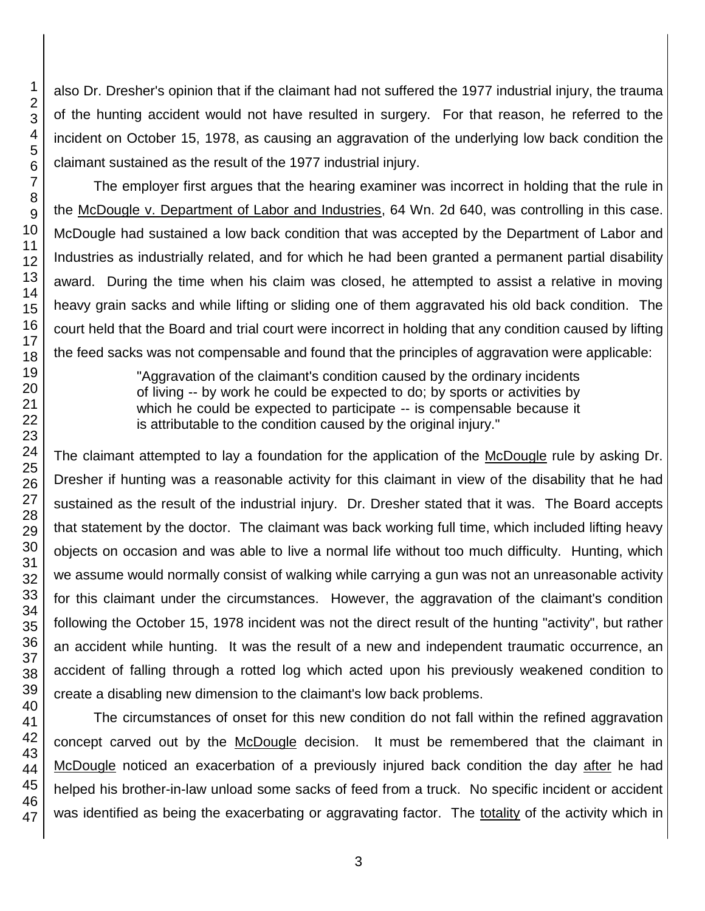also Dr. Dresher's opinion that if the claimant had not suffered the 1977 industrial injury, the trauma of the hunting accident would not have resulted in surgery. For that reason, he referred to the incident on October 15, 1978, as causing an aggravation of the underlying low back condition the claimant sustained as the result of the 1977 industrial injury.

The employer first argues that the hearing examiner was incorrect in holding that the rule in the McDougle v. Department of Labor and Industries, 64 Wn. 2d 640, was controlling in this case. McDougle had sustained a low back condition that was accepted by the Department of Labor and Industries as industrially related, and for which he had been granted a permanent partial disability award. During the time when his claim was closed, he attempted to assist a relative in moving heavy grain sacks and while lifting or sliding one of them aggravated his old back condition. The court held that the Board and trial court were incorrect in holding that any condition caused by lifting the feed sacks was not compensable and found that the principles of aggravation were applicable:

> "Aggravation of the claimant's condition caused by the ordinary incidents of living -- by work he could be expected to do; by sports or activities by which he could be expected to participate -- is compensable because it is attributable to the condition caused by the original injury."

The claimant attempted to lay a foundation for the application of the McDougle rule by asking Dr. Dresher if hunting was a reasonable activity for this claimant in view of the disability that he had sustained as the result of the industrial injury. Dr. Dresher stated that it was. The Board accepts that statement by the doctor. The claimant was back working full time, which included lifting heavy objects on occasion and was able to live a normal life without too much difficulty. Hunting, which we assume would normally consist of walking while carrying a gun was not an unreasonable activity for this claimant under the circumstances. However, the aggravation of the claimant's condition following the October 15, 1978 incident was not the direct result of the hunting "activity", but rather an accident while hunting. It was the result of a new and independent traumatic occurrence, an accident of falling through a rotted log which acted upon his previously weakened condition to create a disabling new dimension to the claimant's low back problems.

The circumstances of onset for this new condition do not fall within the refined aggravation concept carved out by the McDougle decision. It must be remembered that the claimant in McDougle noticed an exacerbation of a previously injured back condition the day after he had helped his brother-in-law unload some sacks of feed from a truck. No specific incident or accident was identified as being the exacerbating or aggravating factor. The totality of the activity which in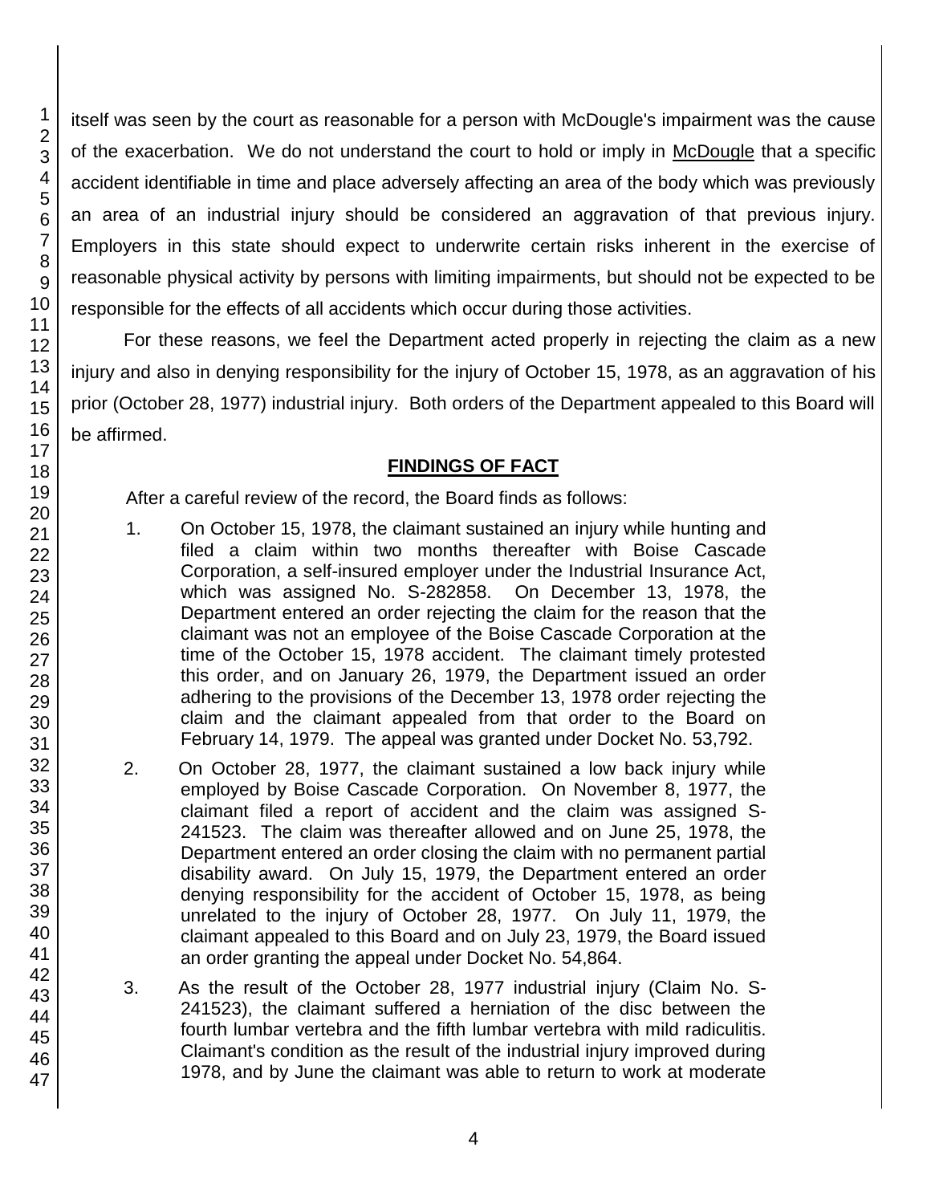itself was seen by the court as reasonable for a person with McDougle's impairment was the cause of the exacerbation. We do not understand the court to hold or imply in McDougle that a specific accident identifiable in time and place adversely affecting an area of the body which was previously an area of an industrial injury should be considered an aggravation of that previous injury. Employers in this state should expect to underwrite certain risks inherent in the exercise of reasonable physical activity by persons with limiting impairments, but should not be expected to be responsible for the effects of all accidents which occur during those activities.

For these reasons, we feel the Department acted properly in rejecting the claim as a new injury and also in denying responsibility for the injury of October 15, 1978, as an aggravation of his prior (October 28, 1977) industrial injury. Both orders of the Department appealed to this Board will be affirmed.

## FINDINGS OF FACT

After a careful review of the record, the Board finds as follows:

1. On October 15, 1978, the claimant sustained an injury while hunting and filed a claim within two months thereafter with Boise Cascade Corporation, a self-insured employer under the Industrial Insurance Act, which was assigned No. S-282858. On December 13, 1978, the Department entered an order rejecting the claim for the reason that the claimant was not an employee of the Boise Cascade Corporation at the time of the October 15, 1978 accident. The claimant timely protested this order, and on January 26, 1979, the Department issued an order adhering to the provisions of the December 13, 1978 order rejecting the claim and the claimant appealed from that order to the Board on February 14, 1979. The appeal was granted under Docket No. 53,792.

2. On October 28, 1977, the claimant sustained a low back injury while employed by Boise Cascade Corporation. On November 8, 1977, the claimant filed a report of accident and the claim was assigned S-241523. The claim was thereafter allowed and on June 25, 1978, the Department entered an order closing the claim with no permanent partial disability award. On July 15, 1979, the Department entered an order denying responsibility for the accident of October 15, 1978, as being unrelated to the injury of October 28, 1977. On July 11, 1979, the claimant appealed to this Board and on July 23, 1979, the Board issued an order granting the appeal under Docket No. 54,864.

3. As the result of the October 28, 1977 industrial injury (Claim No. S-241523), the claimant suffered a herniation of the disc between the fourth lumbar vertebra and the fifth lumbar vertebra with mild radiculitis. Claimant's condition as the result of the industrial injury improved during 1978, and by June the claimant was able to return to work at moderate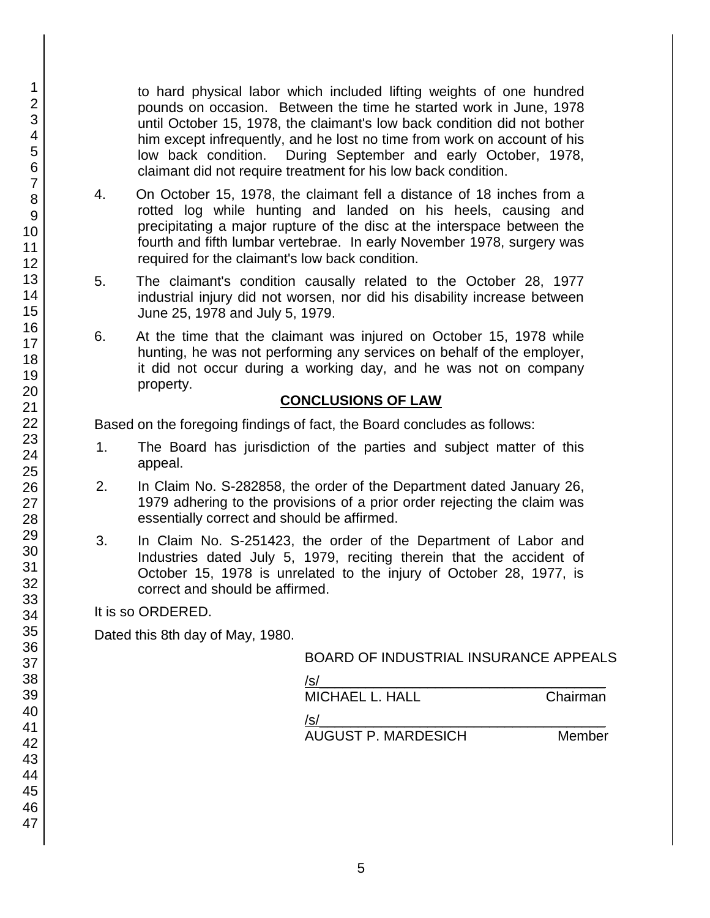to hard physical labor which included lifting weights of one hundred pounds on occasion. Between the time he started work in June, 1978 until October 15, 1978, the claimant's low back condition did not bother him except infrequently, and he lost no time from work on account of his low back condition. During September and early October, 1978, claimant did not require treatment for his low back condition.

4. On October 15, 1978, the claimant fell a distance of 18 inches from a rotted log while hunting and landed on his heels, causing and precipitating a major rupture of the disc at the interspace between the fourth and fifth lumbar vertebrae. In early November 1978, surgery was required for the claimant's low back condition.

5. The claimant's condition causally related to the October 28, 1977 industrial injury did not worsen, nor did his disability increase between June 25, 1978 and July 5, 1979.

6. At the time that the claimant was injured on October 15, 1978 while hunting, he was not performing any services on behalf of the employer, it did not occur during a working day, and he was not on company property.

## CONCLUSIONS OF LAW

Based on the foregoing findings of fact, the Board concludes as follows:

1. The Board has jurisdiction of the parties and subject matter of this appeal.

2. In Claim No. S-282858, the order of the Department dated January 26, 1979 adhering to the provisions of a prior order rejecting the claim was essentially correct and should be affirmed.

3. In Claim No. S-251423, the order of the Department of Labor and Industries dated July 5, 1979, reciting therein that the accident of October 15, 1978 is unrelated to the injury of October 28, 1977, is correct and should be affirmed.

It is so ORDERED.

Dated this 8th day of May, 1980.

BOARD OF INDUSTRIAL INSURANCE APPEALS

/s/\_\_\_\_\_\_\_\_\_\_\_\_\_\_\_\_\_\_\_\_\_\_\_\_\_\_\_\_\_\_\_\_\_\_\_\_
MICHAEL L. HALL Chairman

/s/\_\_\_\_\_\_\_\_\_\_\_\_\_\_\_\_\_\_\_\_\_\_\_\_\_\_\_\_\_\_\_\_\_\_\_\_
AUGUST P. MARDESICH Member